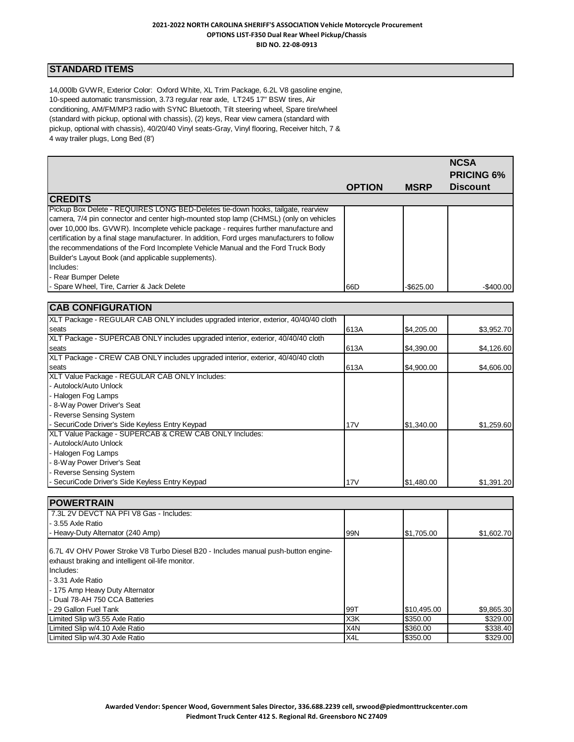**2021-2022 NORTH CAROLINA SHERIFF'S ASSOCIATION Vehicle Motorcycle Procurement**
**OPTIONS LIST-F350 Dual Rear Wheel Pickup/Chassis**
**BID NO. 22-08-0913**

## STANDARD ITEMS

14,000lb GVWR, Exterior Color: Oxford White, XL Trim Package, 6.2L V8 gasoline engine, 10-speed automatic transmission, 3.73 regular rear axle, LT245 17" BSW tires, Air conditioning, AM/FM/MP3 radio with SYNC Bluetooth, Tilt steering wheel, Spare tire/wheel (standard with pickup, optional with chassis), (2) keys, Rear view camera (standard with pickup, optional with chassis), 40/20/40 Vinyl seats-Gray, Vinyl flooring, Receiver hitch, 7 & 4 way trailer plugs, Long Bed (8')

| | OPTION | MSRP | NCSA PRICING 6% Discount |
|---|---|---|---|
| **CREDITS** | | | |
| Pickup Box Delete - REQUIRES LONG BED-Deletes tie-down hooks, tailgate, rearview camera, 7/4 pin connector and center high-mounted stop lamp (CHMSL) (only on vehicles over 10,000 lbs. GVWR). Incomplete vehicle package - requires further manufacture and certification by a final stage manufacturer. In addition, Ford urges manufacturers to follow the recommendations of the Ford Incomplete Vehicle Manual and the Ford Truck Body Builder's Layout Book (and applicable supplements).<br>Includes:<br>- Rear Bumper Delete<br>- Spare Wheel, Tire, Carrier & Jack Delete | 66D | -$625.00 | -$400.00 |
| **CAB CONFIGURATION** | | | |
| XLT Package - REGULAR CAB ONLY includes upgraded interior, exterior, 40/40/40 cloth seats | 613A | $4,205.00 | $3,952.70 |
| XLT Package - SUPERCAB ONLY includes upgraded interior, exterior, 40/40/40 cloth seats | 613A | $4,390.00 | $4,126.60 |
| XLT Package - CREW CAB ONLY includes upgraded interior, exterior, 40/40/40 cloth seats | 613A | $4,900.00 | $4,606.00 |
| XLT Value Package - REGULAR CAB ONLY Includes:<br>- Autolock/Auto Unlock<br>- Halogen Fog Lamps<br>- 8-Way Power Driver's Seat<br>- Reverse Sensing System<br>- SecuriCode Driver's Side Keyless Entry Keypad | 17V | $1,340.00 | $1,259.60 |
| XLT Value Package - SUPERCAB & CREW CAB ONLY Includes:<br>- Autolock/Auto Unlock<br>- Halogen Fog Lamps<br>- 8-Way Power Driver's Seat<br>- Reverse Sensing System<br>- SecuriCode Driver's Side Keyless Entry Keypad | 17V | $1,480.00 | $1,391.20 |
| **POWERTRAIN** | | | |
| 7.3L 2V DEVCT NA PFI V8 Gas - Includes:<br>- 3.55 Axle Ratio<br>- Heavy-Duty Alternator (240 Amp) | 99N | $1,705.00 | $1,602.70 |
| 6.7L 4V OHV Power Stroke V8 Turbo Diesel B20 - Includes manual push-button engine-exhaust braking and intelligent oil-life monitor.<br>Includes:<br>- 3.31 Axle Ratio<br>- 175 Amp Heavy Duty Alternator<br>- Dual 78-AH 750 CCA Batteries<br>- 29 Gallon Fuel Tank | 99T | $10,495.00 | $9,865.30 |
| Limited Slip w/3.55 Axle Ratio | X3K | $350.00 | $329.00 |
| Limited Slip w/4.10 Axle Ratio | X4N | $360.00 | $338.40 |
| Limited Slip w/4.30 Axle Ratio | X4L | $350.00 | $329.00 |

**Awarded Vendor: Spencer Wood, Government Sales Director, 336.688.2239 cell, srwood@piedmonttruckcenter.com**
**Piedmont Truck Center 412 S. Regional Rd. Greensboro NC 27409**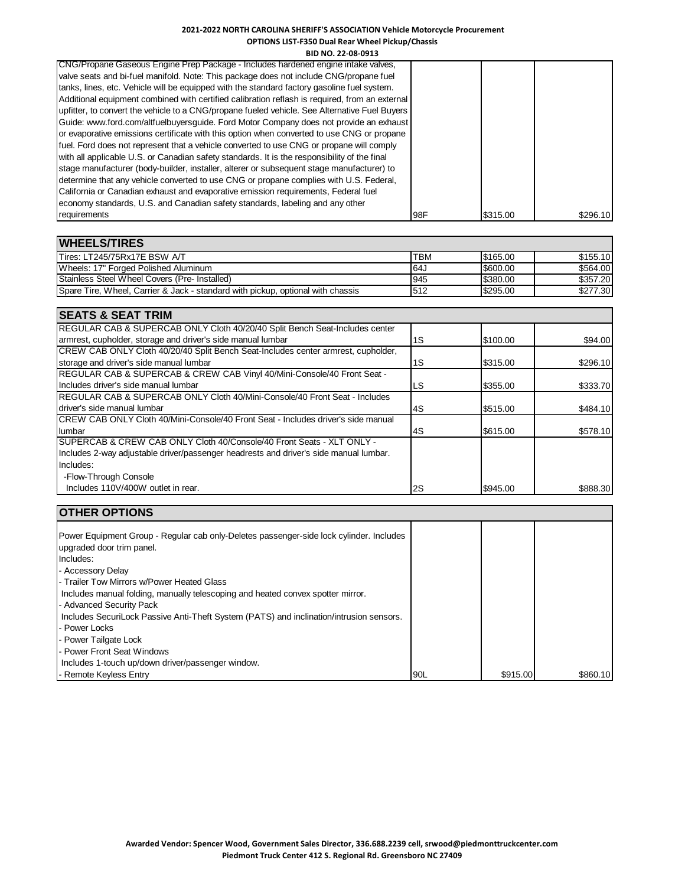**2021-2022 NORTH CAROLINA SHERIFF'S ASSOCIATION Vehicle Motorcycle Procurement**
**OPTIONS LIST-F350 Dual Rear Wheel Pickup/Chassis**
**BID NO. 22-08-0913**

| | | | |
|---|---|---|---|
| CNG/Propane Gaseous Engine Prep Package - Includes hardened engine intake valves, valve seats and bi-fuel manifold. Note: This package does not include CNG/propane fuel tanks, lines, etc. Vehicle will be equipped with the standard factory gasoline fuel system. Additional equipment combined with certified calibration reflash is required, from an external upfitter, to convert the vehicle to a CNG/propane fueled vehicle. See Alternative Fuel Buyers Guide: www.ford.com/altfuelbuyersguide. Ford Motor Company does not provide an exhaust or evaporative emissions certificate with this option when converted to use CNG or propane fuel. Ford does not represent that a vehicle converted to use CNG or propane will comply with all applicable U.S. or Canadian safety standards. It is the responsibility of the final stage manufacturer (body-builder, installer, alterer or subsequent stage manufacturer) to determine that any vehicle converted to use CNG or propane complies with U.S. Federal, California or Canadian exhaust and evaporative emission requirements, Federal fuel economy standards, U.S. and Canadian safety standards, labeling and any other requirements | 98F | $315.00 | $296.10 |

| WHEELS/TIRES | | | |
|---|---|---|---|
| Tires: LT245/75Rx17E BSW A/T | TBM | $165.00 | $155.10 |
| Wheels: 17" Forged Polished Aluminum | 64J | $600.00 | $564.00 |
| Stainless Steel Wheel Covers (Pre- Installed) | 945 | $380.00 | $357.20 |
| Spare Tire, Wheel, Carrier & Jack - standard with pickup, optional with chassis | 512 | $295.00 | $277.30 |

| SEATS & SEAT TRIM | | | |
|---|---|---|---|
| REGULAR CAB & SUPERCAB ONLY Cloth 40/20/40 Split Bench Seat-Includes center armrest, cupholder, storage and driver's side manual lumbar | 1S | $100.00 | $94.00 |
| CREW CAB ONLY Cloth 40/20/40 Split Bench Seat-Includes center armrest, cupholder, storage and driver's side manual lumbar | 1S | $315.00 | $296.10 |
| REGULAR CAB & SUPERCAB & CREW CAB Vinyl 40/Mini-Console/40 Front Seat - Includes driver's side manual lumbar | LS | $355.00 | $333.70 |
| REGULAR CAB & SUPERCAB ONLY Cloth 40/Mini-Console/40 Front Seat - Includes driver's side manual lumbar | 4S | $515.00 | $484.10 |
| CREW CAB ONLY Cloth 40/Mini-Console/40 Front Seat - Includes driver's side manual lumbar | 4S | $615.00 | $578.10 |
| SUPERCAB & CREW CAB ONLY Cloth 40/Console/40 Front Seats - XLT ONLY - Includes 2-way adjustable driver/passenger headrests and driver's side manual lumbar. Includes: -Flow-Through Console Includes 110V/400W outlet in rear. | 2S | $945.00 | $888.30 |

| OTHER OPTIONS | | | |
|---|---|---|---|
| Power Equipment Group - Regular cab only-Deletes passenger-side lock cylinder. Includes upgraded door trim panel. Includes: - Accessory Delay - Trailer Tow Mirrors w/Power Heated Glass Includes manual folding, manually telescoping and heated convex spotter mirror. - Advanced Security Pack Includes SecuriLock Passive Anti-Theft System (PATS) and inclination/intrusion sensors. - Power Locks - Power Tailgate Lock - Power Front Seat Windows Includes 1-touch up/down driver/passenger window. - Remote Keyless Entry | 90L | $915.00 | $860.10 |

**Awarded Vendor: Spencer Wood, Government Sales Director, 336.688.2239 cell, srwood@piedmonttruckcenter.com**
**Piedmont Truck Center 412 S. Regional Rd. Greensboro NC 27409**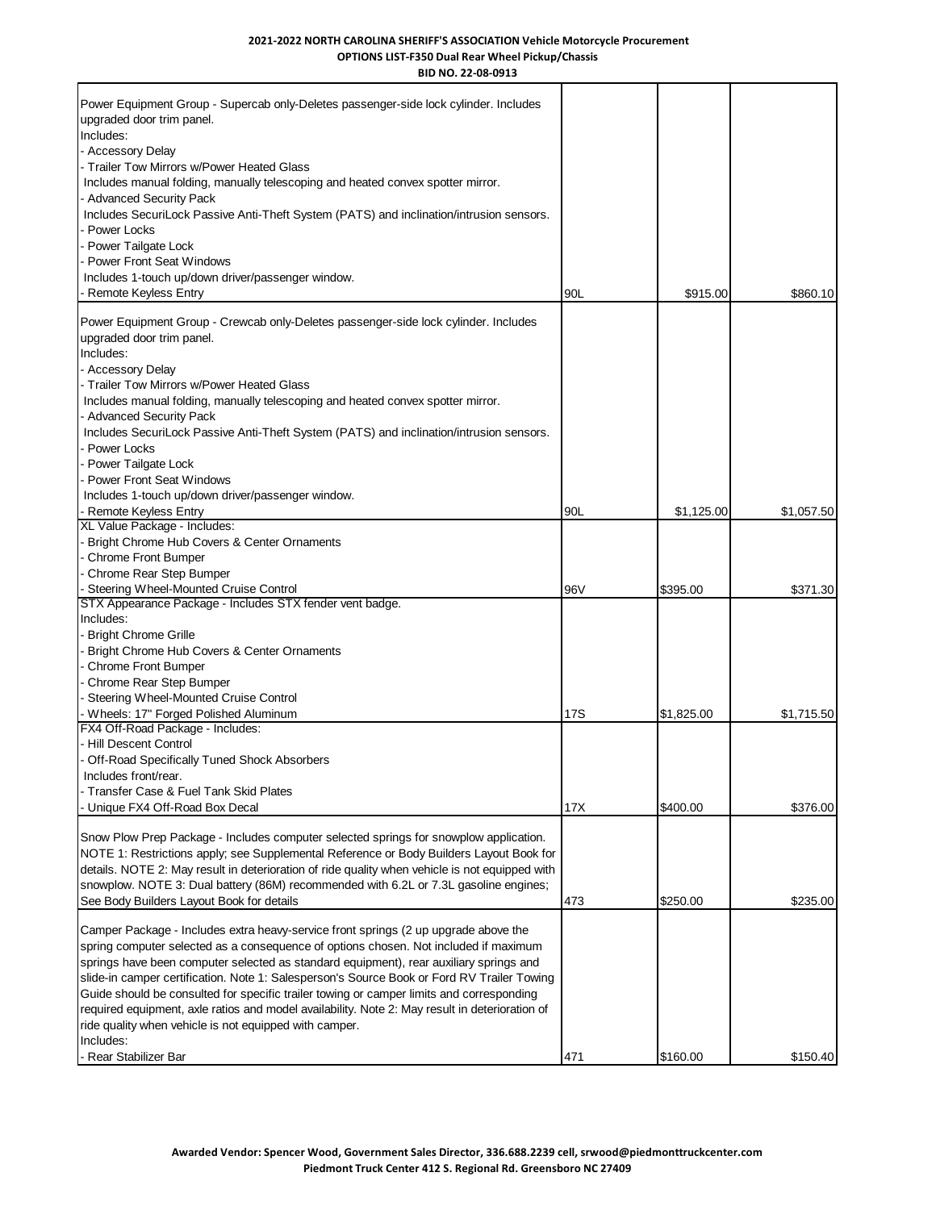**2021-2022 NORTH CAROLINA SHERIFF'S ASSOCIATION Vehicle Motorcycle Procurement**
**OPTIONS LIST-F350 Dual Rear Wheel Pickup/Chassis**
**BID NO. 22-08-0913**

| Description | Code | MSRP | Price |
|---|---|---|---|
| Power Equipment Group - Supercab only-Deletes passenger-side lock cylinder. Includes upgraded door trim panel.<br>Includes:<br>- Accessory Delay<br>- Trailer Tow Mirrors w/Power Heated Glass<br>Includes manual folding, manually telescoping and heated convex spotter mirror.<br>- Advanced Security Pack<br>Includes SecuriLock Passive Anti-Theft System (PATS) and inclination/intrusion sensors.<br>- Power Locks<br>- Power Tailgate Lock<br>- Power Front Seat Windows<br>Includes 1-touch up/down driver/passenger window.<br>- Remote Keyless Entry | 90L | $915.00 | $860.10 |
| Power Equipment Group - Crewcab only-Deletes passenger-side lock cylinder. Includes upgraded door trim panel.<br>Includes:<br>- Accessory Delay<br>- Trailer Tow Mirrors w/Power Heated Glass<br>Includes manual folding, manually telescoping and heated convex spotter mirror.<br>- Advanced Security Pack<br>Includes SecuriLock Passive Anti-Theft System (PATS) and inclination/intrusion sensors.<br>- Power Locks<br>- Power Tailgate Lock<br>- Power Front Seat Windows<br>Includes 1-touch up/down driver/passenger window.<br>- Remote Keyless Entry | 90L | $1,125.00 | $1,057.50 |
| XL Value Package - Includes:<br>- Bright Chrome Hub Covers & Center Ornaments<br>- Chrome Front Bumper<br>- Chrome Rear Step Bumper<br>- Steering Wheel-Mounted Cruise Control | 96V | $395.00 | $371.30 |
| STX Appearance Package - Includes STX fender vent badge.<br>Includes:<br>- Bright Chrome Grille<br>- Bright Chrome Hub Covers & Center Ornaments<br>- Chrome Front Bumper<br>- Chrome Rear Step Bumper<br>- Steering Wheel-Mounted Cruise Control<br>- Wheels: 17" Forged Polished Aluminum | 17S | $1,825.00 | $1,715.50 |
| FX4 Off-Road Package - Includes:<br>- Hill Descent Control<br>- Off-Road Specifically Tuned Shock Absorbers<br>Includes front/rear.<br>- Transfer Case & Fuel Tank Skid Plates<br>- Unique FX4 Off-Road Box Decal | 17X | $400.00 | $376.00 |
| Snow Plow Prep Package - Includes computer selected springs for snowplow application. NOTE 1: Restrictions apply; see Supplemental Reference or Body Builders Layout Book for details. NOTE 2: May result in deterioration of ride quality when vehicle is not equipped with snowplow. NOTE 3: Dual battery (86M) recommended with 6.2L or 7.3L gasoline engines; See Body Builders Layout Book for details | 473 | $250.00 | $235.00 |
| Camper Package - Includes extra heavy-service front springs (2 up upgrade above the spring computer selected as a consequence of options chosen. Not included if maximum springs have been computer selected as standard equipment), rear auxiliary springs and slide-in camper certification. Note 1: Salesperson's Source Book or Ford RV Trailer Towing Guide should be consulted for specific trailer towing or camper limits and corresponding required equipment, axle ratios and model availability. Note 2: May result in deterioration of ride quality when vehicle is not equipped with camper.<br>Includes:<br>- Rear Stabilizer Bar | 471 | $160.00 | $150.40 |

**Awarded Vendor: Spencer Wood, Government Sales Director, 336.688.2239 cell, srwood@piedmonttruckcenter.com**
**Piedmont Truck Center 412 S. Regional Rd. Greensboro NC 27409**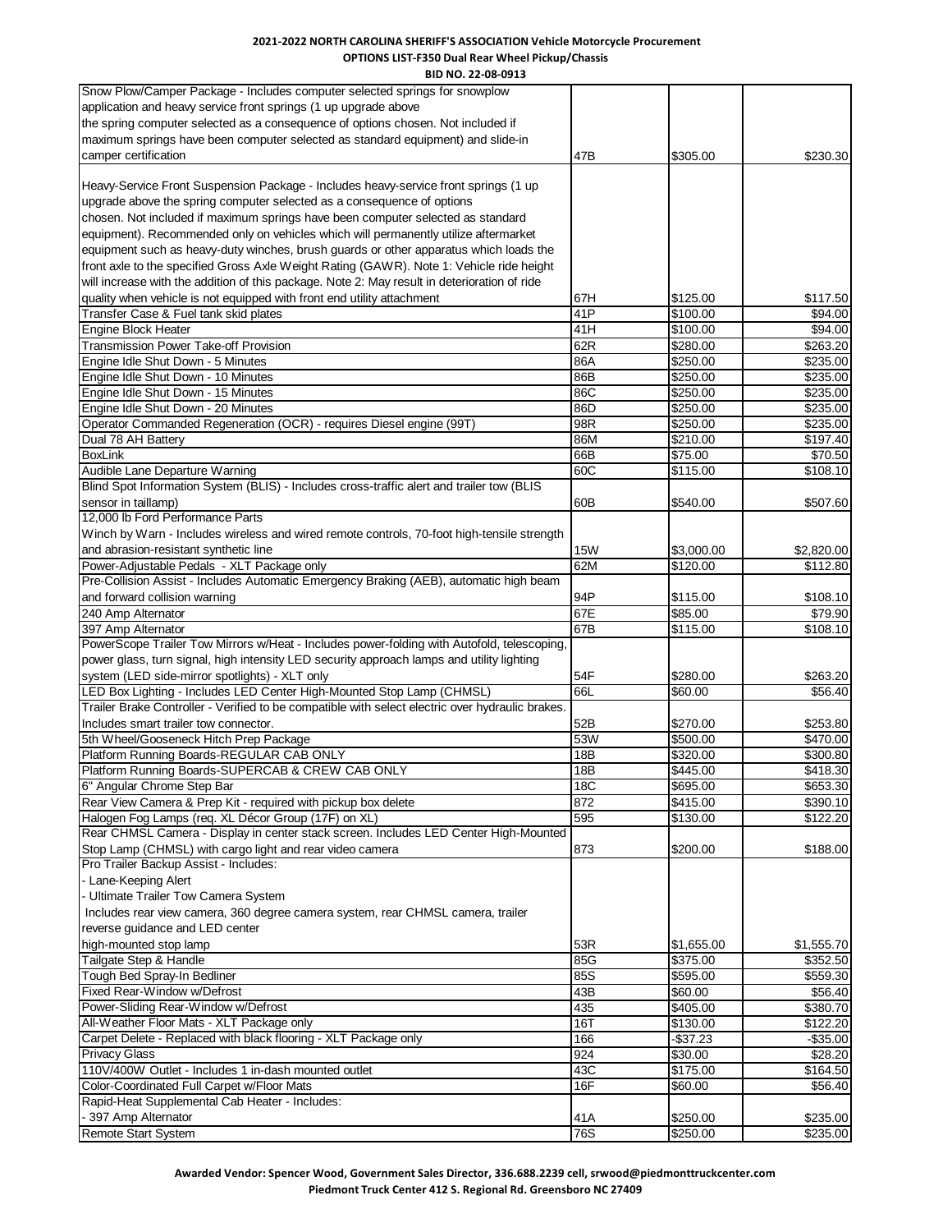**2021-2022 NORTH CAROLINA SHERIFF'S ASSOCIATION Vehicle Motorcycle Procurement**

**OPTIONS LIST-F350 Dual Rear Wheel Pickup/Chassis**

**BID NO. 22-08-0913**

| Description | Code | MSRP | Price |
|---|---|---|---|
| Snow Plow/Camper Package - Includes computer selected springs for snowplow application and heavy service front springs (1 up upgrade above the spring computer selected as a consequence of options chosen. Not included if maximum springs have been computer selected as standard equipment) and slide-in camper certification | 47B | $305.00 | $230.30 |
| Heavy-Service Front Suspension Package - Includes heavy-service front springs (1 up upgrade above the spring computer selected as a consequence of options chosen. Not included if maximum springs have been computer selected as standard equipment). Recommended only on vehicles which will permanently utilize aftermarket equipment such as heavy-duty winches, brush guards or other apparatus which loads the front axle to the specified Gross Axle Weight Rating (GAWR). Note 1: Vehicle ride height will increase with the addition of this package. Note 2: May result in deterioration of ride quality when vehicle is not equipped with front end utility attachment | 67H | $125.00 | $117.50 |
| Transfer Case & Fuel tank skid plates | 41P | $100.00 | $94.00 |
| Engine Block Heater | 41H | $100.00 | $94.00 |
| Transmission Power Take-off Provision | 62R | $280.00 | $263.20 |
| Engine Idle Shut Down - 5 Minutes | 86A | $250.00 | $235.00 |
| Engine Idle Shut Down - 10 Minutes | 86B | $250.00 | $235.00 |
| Engine Idle Shut Down - 15 Minutes | 86C | $250.00 | $235.00 |
| Engine Idle Shut Down - 20 Minutes | 86D | $250.00 | $235.00 |
| Operator Commanded Regeneration (OCR) - requires Diesel engine (99T) | 98R | $250.00 | $235.00 |
| Dual 78 AH Battery | 86M | $210.00 | $197.40 |
| BoxLink | 66B | $75.00 | $70.50 |
| Audible Lane Departure Warning | 60C | $115.00 | $108.10 |
| Blind Spot Information System (BLIS) - Includes cross-traffic alert and trailer tow (BLIS sensor in taillamp) | 60B | $540.00 | $507.60 |
| 12,000 lb Ford Performance Parts Winch by Warn - Includes wireless and wired remote controls, 70-foot high-tensile strength and abrasion-resistant synthetic line | 15W | $3,000.00 | $2,820.00 |
| Power-Adjustable Pedals - XLT Package only | 62M | $120.00 | $112.80 |
| Pre-Collision Assist - Includes Automatic Emergency Braking (AEB), automatic high beam and forward collision warning | 94P | $115.00 | $108.10 |
| 240 Amp Alternator | 67E | $85.00 | $79.90 |
| 397 Amp Alternator | 67B | $115.00 | $108.10 |
| PowerScope Trailer Tow Mirrors w/Heat - Includes power-folding with Autofold, telescoping, power glass, turn signal, high intensity LED security approach lamps and utility lighting system (LED side-mirror spotlights) - XLT only | 54F | $280.00 | $263.20 |
| LED Box Lighting - Includes LED Center High-Mounted Stop Lamp (CHMSL) | 66L | $60.00 | $56.40 |
| Trailer Brake Controller - Verified to be compatible with select electric over hydraulic brakes. Includes smart trailer tow connector. | 52B | $270.00 | $253.80 |
| 5th Wheel/Gooseneck Hitch Prep Package | 53W | $500.00 | $470.00 |
| Platform Running Boards-REGULAR CAB ONLY | 18B | $320.00 | $300.80 |
| Platform Running Boards-SUPERCAB & CREW CAB ONLY | 18B | $445.00 | $418.30 |
| 6" Angular Chrome Step Bar | 18C | $695.00 | $653.30 |
| Rear View Camera & Prep Kit - required with pickup box delete | 872 | $415.00 | $390.10 |
| Halogen Fog Lamps (req. XL Décor Group (17F) on XL) | 595 | $130.00 | $122.20 |
| Rear CHMSL Camera - Display in center stack screen. Includes LED Center High-Mounted Stop Lamp (CHMSL) with cargo light and rear video camera | 873 | $200.00 | $188.00 |
| Pro Trailer Backup Assist - Includes: - Lane-Keeping Alert - Ultimate Trailer Tow Camera System Includes rear view camera, 360 degree camera system, rear CHMSL camera, trailer reverse guidance and LED center high-mounted stop lamp | 53R | $1,655.00 | $1,555.70 |
| Tailgate Step & Handle | 85G | $375.00 | $352.50 |
| Tough Bed Spray-In Bedliner | 85S | $595.00 | $559.30 |
| Fixed Rear-Window w/Defrost | 43B | $60.00 | $56.40 |
| Power-Sliding Rear-Window w/Defrost | 435 | $405.00 | $380.70 |
| All-Weather Floor Mats - XLT Package only | 16T | $130.00 | $122.20 |
| Carpet Delete - Replaced with black flooring - XLT Package only | 166 | -$37.23 | -$35.00 |
| Privacy Glass | 924 | $30.00 | $28.20 |
| 110V/400W Outlet - Includes 1 in-dash mounted outlet | 43C | $175.00 | $164.50 |
| Color-Coordinated Full Carpet w/Floor Mats | 16F | $60.00 | $56.40 |
| Rapid-Heat Supplemental Cab Heater - Includes: - 397 Amp Alternator | 41A | $250.00 | $235.00 |
| Remote Start System | 76S | $250.00 | $235.00 |

**Awarded Vendor: Spencer Wood, Government Sales Director, 336.688.2239 cell, srwood@piedmonttruckcenter.com**

**Piedmont Truck Center 412 S. Regional Rd. Greensboro NC 27409**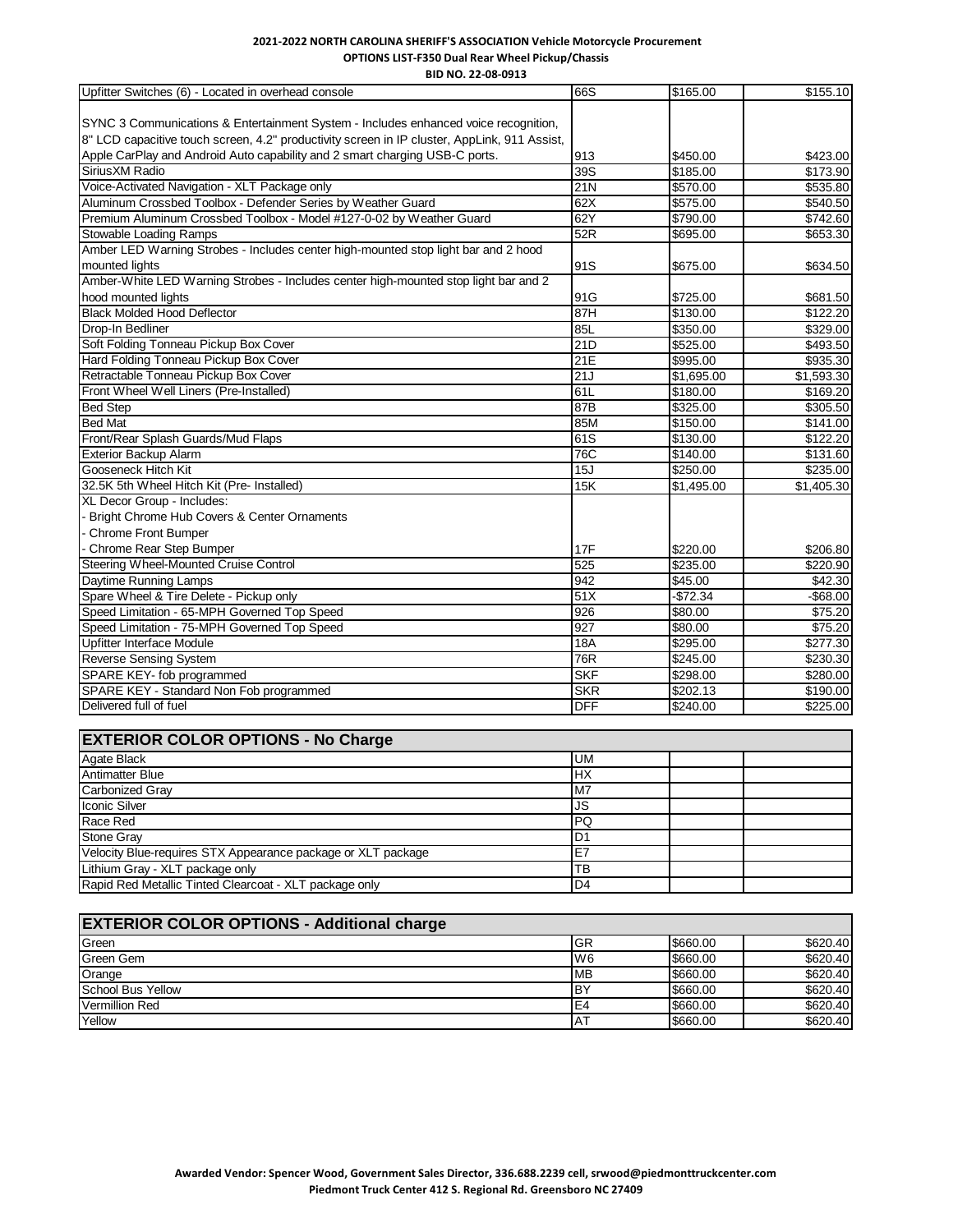**2021-2022 NORTH CAROLINA SHERIFF'S ASSOCIATION Vehicle Motorcycle Procurement**
**OPTIONS LIST-F350 Dual Rear Wheel Pickup/Chassis**
**BID NO. 22-08-0913**

| | | | |
|---|---|---|---|
| Upfitter Switches (6) - Located in overhead console | 66S | $165.00 | $155.10 |
| SYNC 3 Communications & Entertainment System - Includes enhanced voice recognition, 8" LCD capacitive touch screen, 4.2" productivity screen in IP cluster, AppLink, 911 Assist, Apple CarPlay and Android Auto capability and 2 smart charging USB-C ports. | 913 | $450.00 | $423.00 |
| SiriusXM Radio | 39S | $185.00 | $173.90 |
| Voice-Activated Navigation - XLT Package only | 21N | $570.00 | $535.80 |
| Aluminum Crossbed Toolbox - Defender Series by Weather Guard | 62X | $575.00 | $540.50 |
| Premium Aluminum Crossbed Toolbox - Model #127-0-02 by Weather Guard | 62Y | $790.00 | $742.60 |
| Stowable Loading Ramps | 52R | $695.00 | $653.30 |
| Amber LED Warning Strobes - Includes center high-mounted stop light bar and 2 hood mounted lights | 91S | $675.00 | $634.50 |
| Amber-White LED Warning Strobes - Includes center high-mounted stop light bar and 2 hood mounted lights | 91G | $725.00 | $681.50 |
| Black Molded Hood Deflector | 87H | $130.00 | $122.20 |
| Drop-In Bedliner | 85L | $350.00 | $329.00 |
| Soft Folding Tonneau Pickup Box Cover | 21D | $525.00 | $493.50 |
| Hard Folding Tonneau Pickup Box Cover | 21E | $995.00 | $935.30 |
| Retractable Tonneau Pickup Box Cover | 21J | $1,695.00 | $1,593.30 |
| Front Wheel Well Liners (Pre-Installed) | 61L | $180.00 | $169.20 |
| Bed Step | 87B | $325.00 | $305.50 |
| Bed Mat | 85M | $150.00 | $141.00 |
| Front/Rear Splash Guards/Mud Flaps | 61S | $130.00 | $122.20 |
| Exterior Backup Alarm | 76C | $140.00 | $131.60 |
| Gooseneck Hitch Kit | 15J | $250.00 | $235.00 |
| 32.5K 5th Wheel Hitch Kit (Pre- Installed) | 15K | $1,495.00 | $1,405.30 |
| XL Decor Group - Includes:<br>- Bright Chrome Hub Covers & Center Ornaments<br>- Chrome Front Bumper<br>- Chrome Rear Step Bumper | 17F | $220.00 | $206.80 |
| Steering Wheel-Mounted Cruise Control | 525 | $235.00 | $220.90 |
| Daytime Running Lamps | 942 | $45.00 | $42.30 |
| Spare Wheel & Tire Delete - Pickup only | 51X | -$72.34 | -$68.00 |
| Speed Limitation - 65-MPH Governed Top Speed | 926 | $80.00 | $75.20 |
| Speed Limitation - 75-MPH Governed Top Speed | 927 | $80.00 | $75.20 |
| Upfitter Interface Module | 18A | $295.00 | $277.30 |
| Reverse Sensing System | 76R | $245.00 | $230.30 |
| SPARE KEY- fob programmed | SKF | $298.00 | $280.00 |
| SPARE KEY - Standard Non Fob programmed | SKR | $202.13 | $190.00 |
| Delivered full of fuel | DFF | $240.00 | $225.00 |

| EXTERIOR COLOR OPTIONS - No Charge | | | |
|---|---|---|---|
| Agate Black | UM | | |
| Antimatter Blue | HX | | |
| Carbonized Gray | M7 | | |
| Iconic Silver | JS | | |
| Race Red | PQ | | |
| Stone Gray | D1 | | |
| Velocity Blue-requires STX Appearance package or XLT package | E7 | | |
| Lithium Gray - XLT package only | TB | | |
| Rapid Red Metallic Tinted Clearcoat - XLT package only | D4 | | |

| EXTERIOR COLOR OPTIONS - Additional charge | | | |
|---|---|---|---|
| Green | GR | $660.00 | $620.40 |
| Green Gem | W6 | $660.00 | $620.40 |
| Orange | MB | $660.00 | $620.40 |
| School Bus Yellow | BY | $660.00 | $620.40 |
| Vermillion Red | E4 | $660.00 | $620.40 |
| Yellow | AT | $660.00 | $620.40 |

**Awarded Vendor: Spencer Wood, Government Sales Director, 336.688.2239 cell, srwood@piedmonttruckcenter.com**
**Piedmont Truck Center 412 S. Regional Rd. Greensboro NC 27409**